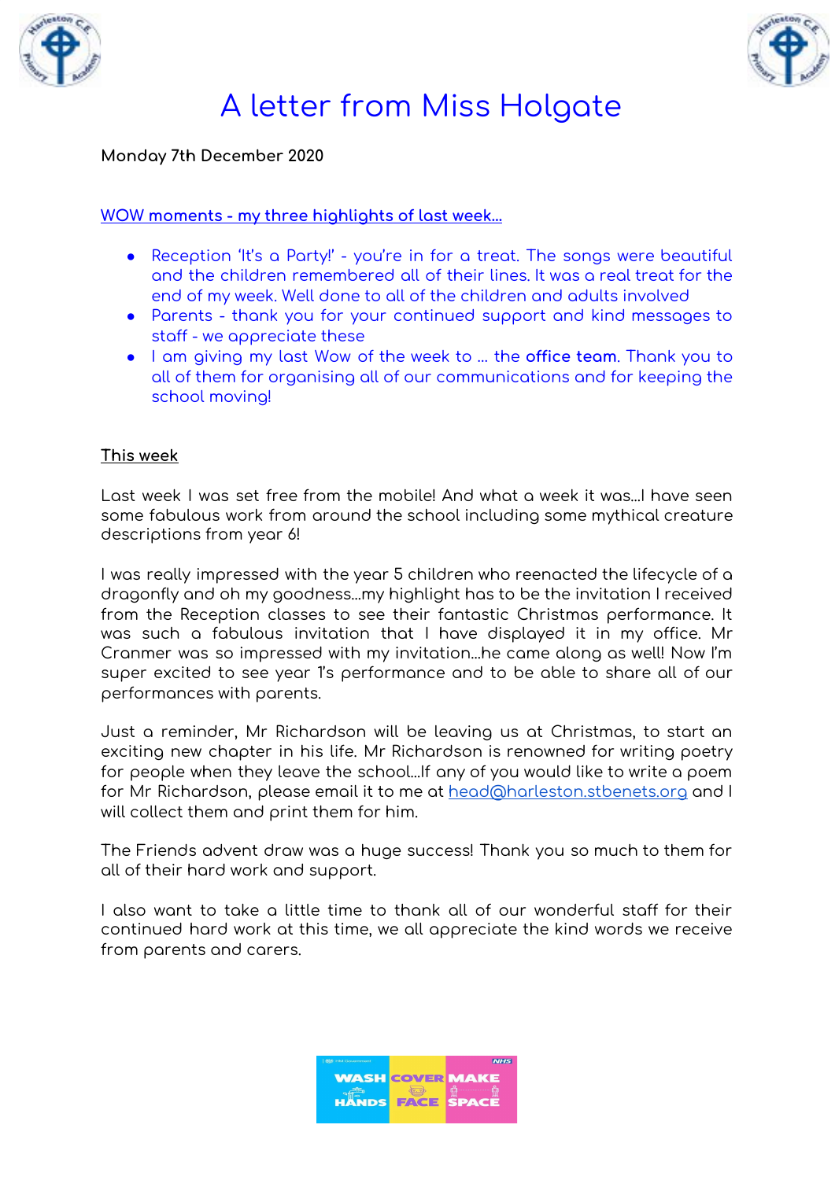# A letter from Miss Holgate

**Monday 7th December 2020**

WOW moments - my three highlights of last week...

- Reception 'It's a Party!' - you're in for a treat. The songs were beautiful and the children remembered all of their lines. It was a real treat for the end of my week. Well done to all of the children and adults involved
- Parents - thank you for your continued support and kind messages to staff - we appreciate these
- I am giving my last Wow of the week to ... the **office team**. Thank you to all of them for organising all of our communications and for keeping the school moving!

## This week

Last week I was set free from the mobile! And what a week it was...I have seen some fabulous work from around the school including some mythical creature descriptions from year 6!

I was really impressed with the year 5 children who reenacted the lifecycle of a dragonfly and oh my goodness...my highlight has to be the invitation I received from the Reception classes to see their fantastic Christmas performance. It was such a fabulous invitation that I have displayed it in my office. Mr Cranmer was so impressed with my invitation...he came along as well! Now I'm super excited to see year 1's performance and to be able to share all of our performances with parents.

Just a reminder, Mr Richardson will be leaving us at Christmas, to start an exciting new chapter in his life. Mr Richardson is renowned for writing poetry for people when they leave the school...If any of you would like to write a poem for Mr Richardson, please email it to me at head@harleston.stbenets.org and I will collect them and print them for him.

The Friends advent draw was a huge success! Thank you so much to them for all of their hard work and support.

I also want to take a little time to thank all of our wonderful staff for their continued hard work at this time, we all appreciate the kind words we receive from parents and carers.

WASH HANDS COVER FACE MAKE SPACE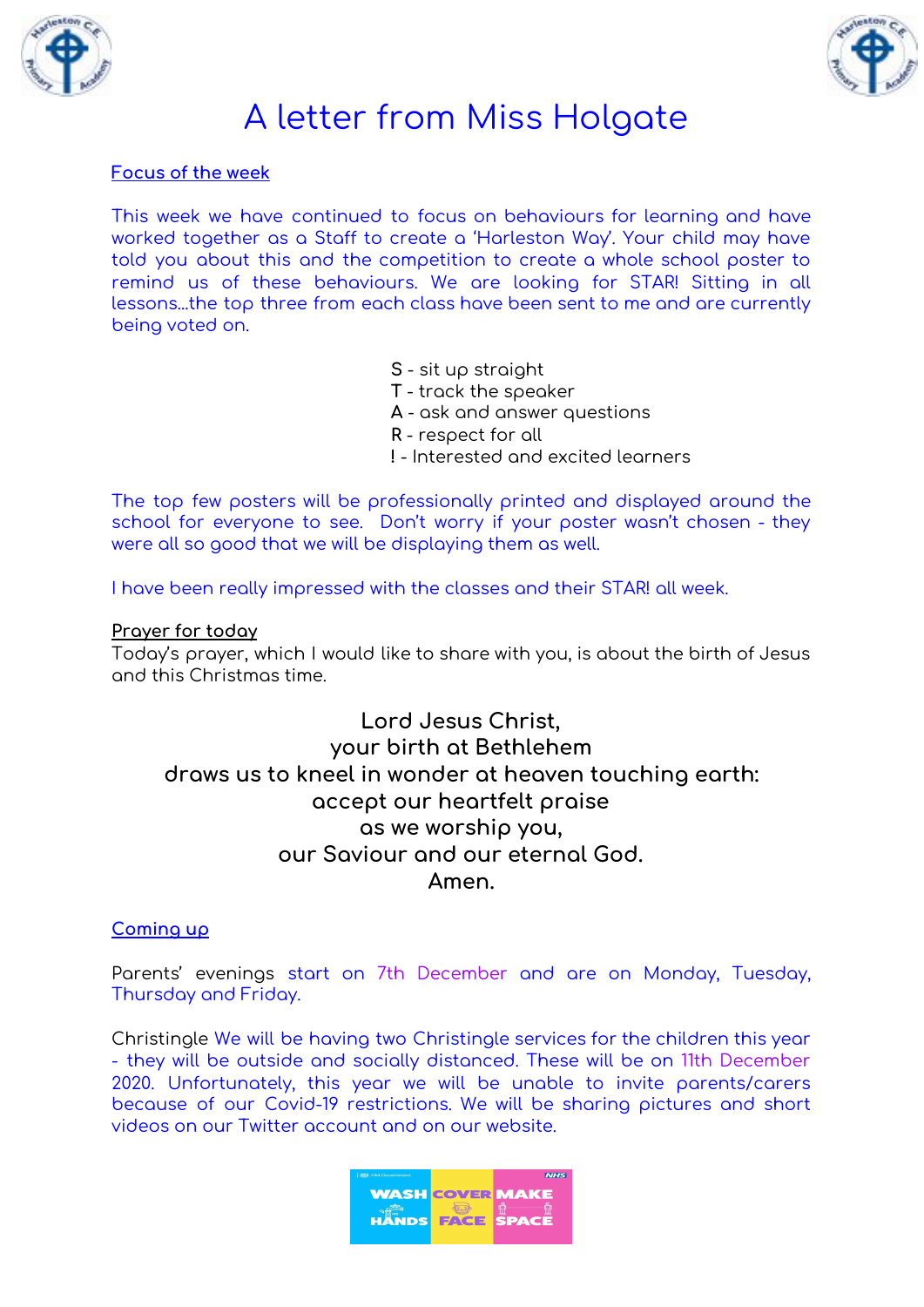# A letter from Miss Holgate

## Focus of the week

This week we have continued to focus on behaviours for learning and have worked together as a Staff to create a 'Harleston Way'. Your child may have told you about this and the competition to create a whole school poster to remind us of these behaviours. We are looking for STAR! Sitting in all lessons...the top three from each class have been sent to me and are currently being voted on.

**S** - sit up straight
**T** - track the speaker
**A** - ask and answer questions
**R** - respect for all
**!** - Interested and excited learners

The top few posters will be professionally printed and displayed around the school for everyone to see. Don't worry if your poster wasn't chosen - they were all so good that we will be displaying them as well.

I have been really impressed with the classes and their STAR! all week.

## Prayer for today

Today's prayer, which I would like to share with you, is about the birth of Jesus and this Christmas time.

Lord Jesus Christ,
your birth at Bethlehem
draws us to kneel in wonder at heaven touching earth:
accept our heartfelt praise
as we worship you,
our Saviour and our eternal God.
Amen.

## Coming up

Parents' evenings start on 7th December and are on Monday, Tuesday, Thursday and Friday.

Christingle We will be having two Christingle services for the children this year - they will be outside and socially distanced. These will be on 11th December 2020. Unfortunately, this year we will be unable to invite parents/carers because of our Covid-19 restrictions. We will be sharing pictures and short videos on our Twitter account and on our website.

WASH HANDS | COVER FACE | MAKE SPACE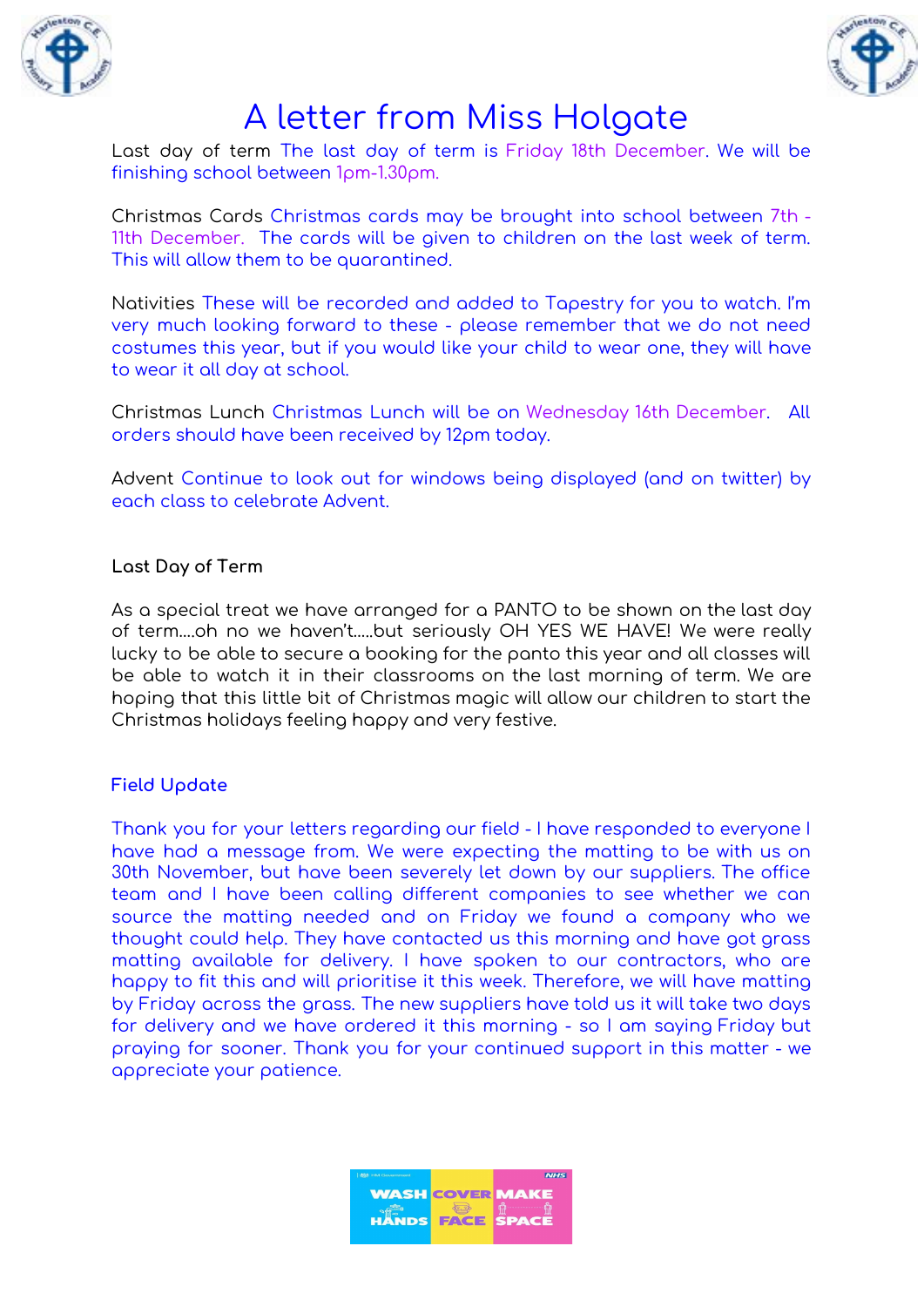# A letter from Miss Holgate

Last day of term The last day of term is Friday 18th December. We will be finishing school between 1pm-1.30pm.

Christmas Cards Christmas cards may be brought into school between 7th - 11th December. The cards will be given to children on the last week of term. This will allow them to be quarantined.

Nativities These will be recorded and added to Tapestry for you to watch. I'm very much looking forward to these - please remember that we do not need costumes this year, but if you would like your child to wear one, they will have to wear it all day at school.

Christmas Lunch Christmas Lunch will be on Wednesday 16th December. All orders should have been received by 12pm today.

Advent Continue to look out for windows being displayed (and on twitter) by each class to celebrate Advent.

### Last Day of Term

As a special treat we have arranged for a PANTO to be shown on the last day of term....oh no we haven't.....but seriously OH YES WE HAVE! We were really lucky to be able to secure a booking for the panto this year and all classes will be able to watch it in their classrooms on the last morning of term. We are hoping that this little bit of Christmas magic will allow our children to start the Christmas holidays feeling happy and very festive.

### Field Update

Thank you for your letters regarding our field - I have responded to everyone I have had a message from. We were expecting the matting to be with us on 30th November, but have been severely let down by our suppliers. The office team and I have been calling different companies to see whether we can source the matting needed and on Friday we found a company who we thought could help. They have contacted us this morning and have got grass matting available for delivery. I have spoken to our contractors, who are happy to fit this and will prioritise it this week. Therefore, we will have matting by Friday across the grass. The new suppliers have told us it will take two days for delivery and we have ordered it this morning - so I am saying Friday but praying for sooner. Thank you for your continued support in this matter - we appreciate your patience.

WASH HANDS COVER FACE MAKE SPACE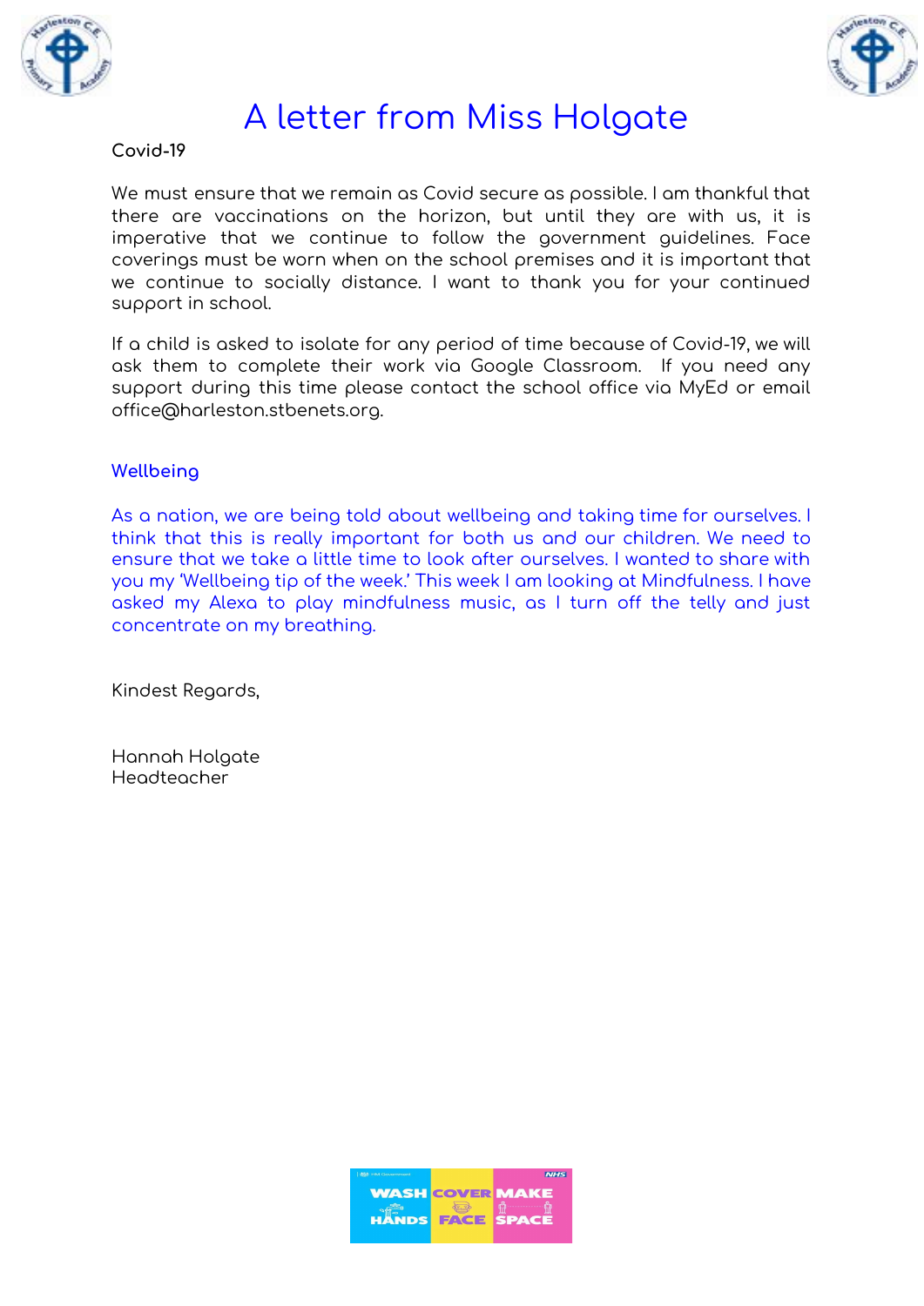# A letter from Miss Holgate

**Covid-19**

We must ensure that we remain as Covid secure as possible. I am thankful that there are vaccinations on the horizon, but until they are with us, it is imperative that we continue to follow the government guidelines. Face coverings must be worn when on the school premises and it is important that we continue to socially distance. I want to thank you for your continued support in school.

If a child is asked to isolate for any period of time because of Covid-19, we will ask them to complete their work via Google Classroom. If you need any support during this time please contact the school office via MyEd or email office@harleston.stbenets.org.

## Wellbeing

As a nation, we are being told about wellbeing and taking time for ourselves. I think that this is really important for both us and our children. We need to ensure that we take a little time to look after ourselves. I wanted to share with you my 'Wellbeing tip of the week.' This week I am looking at Mindfulness. I have asked my Alexa to play mindfulness music, as I turn off the telly and just concentrate on my breathing.

Kindest Regards,

Hannah Holgate
Headteacher

WASH HANDS COVER FACE MAKE SPACE